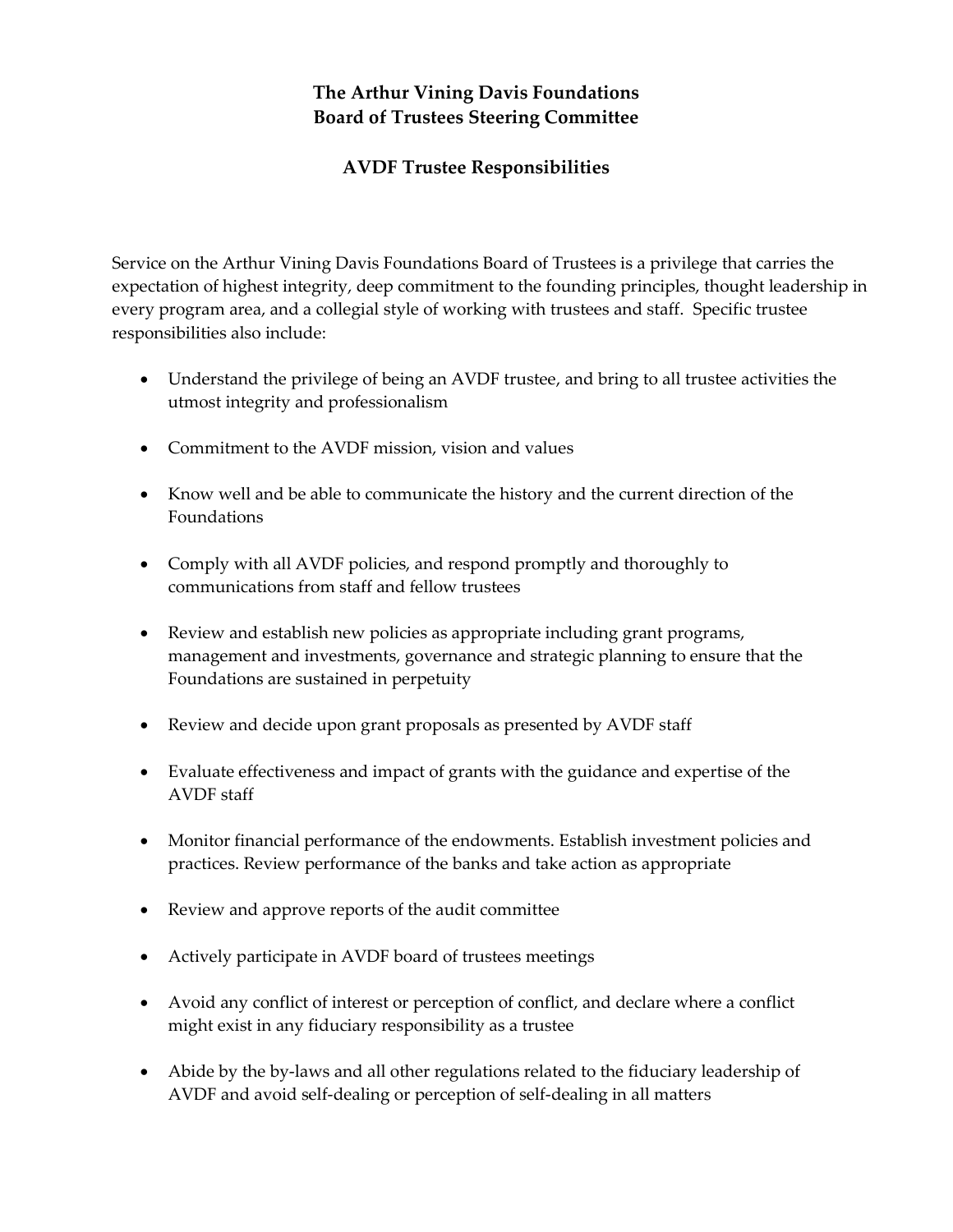# The Arthur Vining Davis Foundations
# Board of Trustees Steering Committee

## AVDF Trustee Responsibilities

Service on the Arthur Vining Davis Foundations Board of Trustees is a privilege that carries the expectation of highest integrity, deep commitment to the founding principles, thought leadership in every program area, and a collegial style of working with trustees and staff. Specific trustee responsibilities also include:

- Understand the privilege of being an AVDF trustee, and bring to all trustee activities the utmost integrity and professionalism
- Commitment to the AVDF mission, vision and values
- Know well and be able to communicate the history and the current direction of the Foundations
- Comply with all AVDF policies, and respond promptly and thoroughly to communications from staff and fellow trustees
- Review and establish new policies as appropriate including grant programs, management and investments, governance and strategic planning to ensure that the Foundations are sustained in perpetuity
- Review and decide upon grant proposals as presented by AVDF staff
- Evaluate effectiveness and impact of grants with the guidance and expertise of the AVDF staff
- Monitor financial performance of the endowments. Establish investment policies and practices. Review performance of the banks and take action as appropriate
- Review and approve reports of the audit committee
- Actively participate in AVDF board of trustees meetings
- Avoid any conflict of interest or perception of conflict, and declare where a conflict might exist in any fiduciary responsibility as a trustee
- Abide by the by-laws and all other regulations related to the fiduciary leadership of AVDF and avoid self-dealing or perception of self-dealing in all matters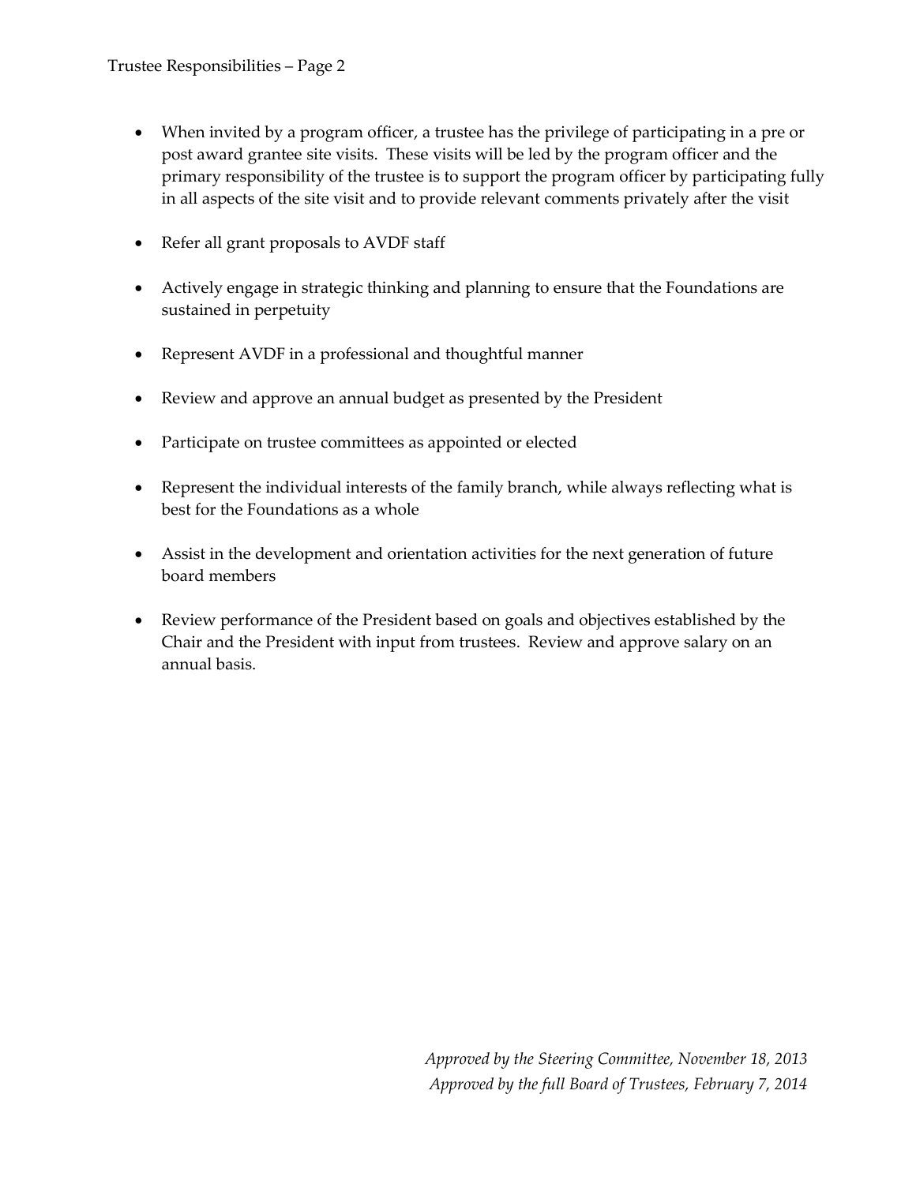- When invited by a program officer, a trustee has the privilege of participating in a pre or post award grantee site visits. These visits will be led by the program officer and the primary responsibility of the trustee is to support the program officer by participating fully in all aspects of the site visit and to provide relevant comments privately after the visit

- Refer all grant proposals to AVDF staff

- Actively engage in strategic thinking and planning to ensure that the Foundations are sustained in perpetuity

- Represent AVDF in a professional and thoughtful manner

- Review and approve an annual budget as presented by the President

- Participate on trustee committees as appointed or elected

- Represent the individual interests of the family branch, while always reflecting what is best for the Foundations as a whole

- Assist in the development and orientation activities for the next generation of future board members

- Review performance of the President based on goals and objectives established by the Chair and the President with input from trustees. Review and approve salary on an annual basis.

*Approved by the Steering Committee, November 18, 2013*
*Approved by the full Board of Trustees, February 7, 2014*